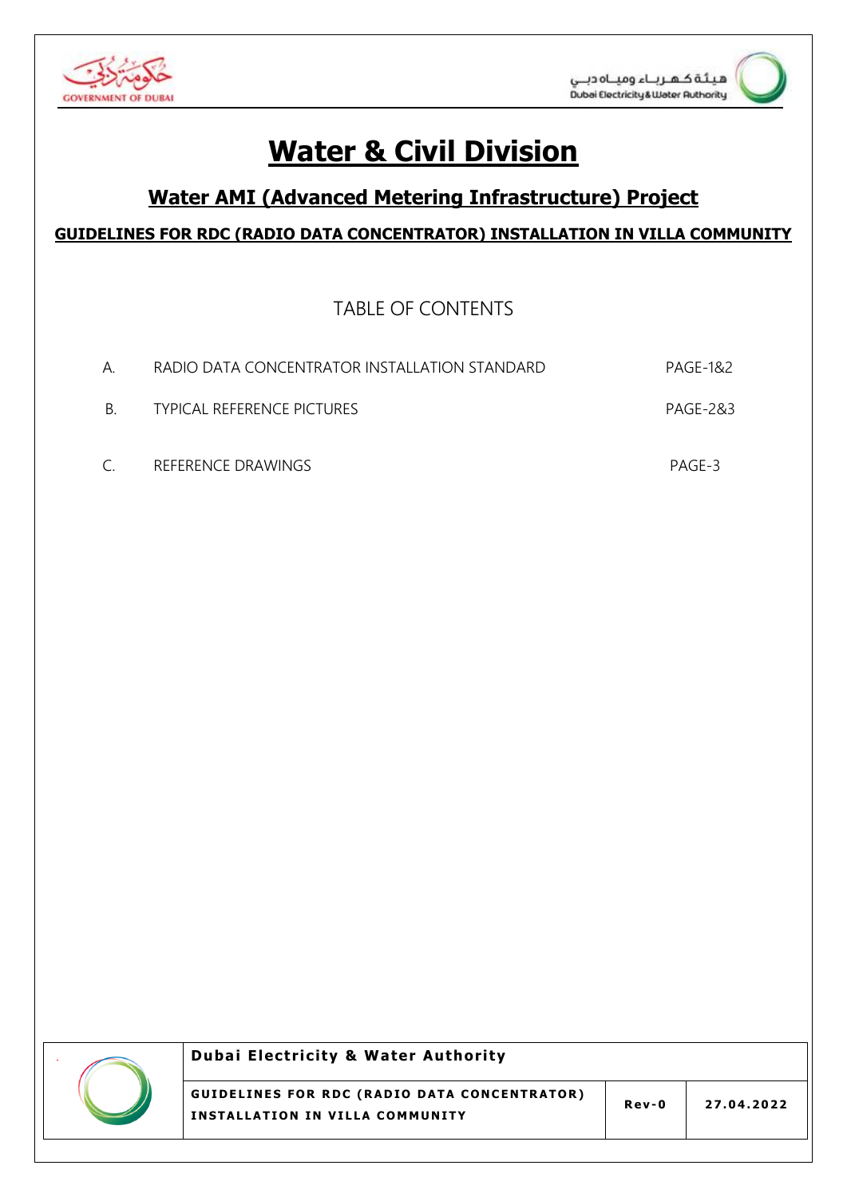# Water & Civil Division

## Water AMI (Advanced Metering Infrastructure) Project

### GUIDELINES FOR RDC (RADIO DATA CONCENTRATOR) INSTALLATION IN VILLA COMMUNITY

TABLE OF CONTENTS

| | | |
|---|---|---|
| A. | RADIO DATA CONCENTRATOR INSTALLATION STANDARD | PAGE-1&2 |
| B. | TYPICAL REFERENCE PICTURES | PAGE-2&3 |
| C. | REFERENCE DRAWINGS | PAGE-3 |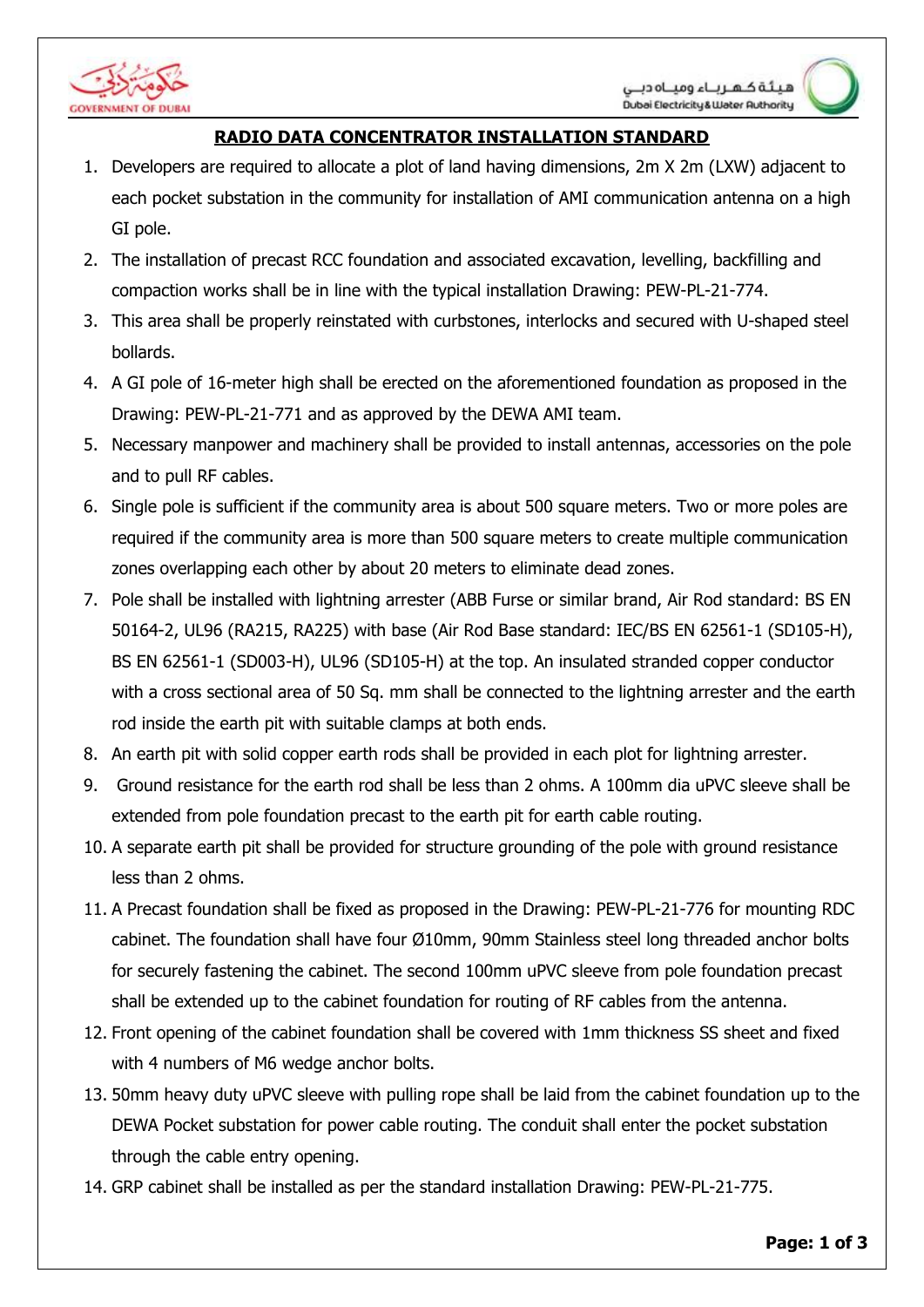## RADIO DATA CONCENTRATOR INSTALLATION STANDARD

1. Developers are required to allocate a plot of land having dimensions, 2m X 2m (LXW) adjacent to each pocket substation in the community for installation of AMI communication antenna on a high GI pole.
2. The installation of precast RCC foundation and associated excavation, levelling, backfilling and compaction works shall be in line with the typical installation Drawing: PEW-PL-21-774.
3. This area shall be properly reinstated with curbstones, interlocks and secured with U-shaped steel bollards.
4. A GI pole of 16-meter high shall be erected on the aforementioned foundation as proposed in the Drawing: PEW-PL-21-771 and as approved by the DEWA AMI team.
5. Necessary manpower and machinery shall be provided to install antennas, accessories on the pole and to pull RF cables.
6. Single pole is sufficient if the community area is about 500 square meters. Two or more poles are required if the community area is more than 500 square meters to create multiple communication zones overlapping each other by about 20 meters to eliminate dead zones.
7. Pole shall be installed with lightning arrester (ABB Furse or similar brand, Air Rod standard: BS EN 50164-2, UL96 (RA215, RA225) with base (Air Rod Base standard: IEC/BS EN 62561-1 (SD105-H), BS EN 62561-1 (SD003-H), UL96 (SD105-H) at the top. An insulated stranded copper conductor with a cross sectional area of 50 Sq. mm shall be connected to the lightning arrester and the earth rod inside the earth pit with suitable clamps at both ends.
8. An earth pit with solid copper earth rods shall be provided in each plot for lightning arrester.
9. Ground resistance for the earth rod shall be less than 2 ohms. A 100mm dia uPVC sleeve shall be extended from pole foundation precast to the earth pit for earth cable routing.
10. A separate earth pit shall be provided for structure grounding of the pole with ground resistance less than 2 ohms.
11. A Precast foundation shall be fixed as proposed in the Drawing: PEW-PL-21-776 for mounting RDC cabinet. The foundation shall have four Ø10mm, 90mm Stainless steel long threaded anchor bolts for securely fastening the cabinet. The second 100mm uPVC sleeve from pole foundation precast shall be extended up to the cabinet foundation for routing of RF cables from the antenna.
12. Front opening of the cabinet foundation shall be covered with 1mm thickness SS sheet and fixed with 4 numbers of M6 wedge anchor bolts.
13. 50mm heavy duty uPVC sleeve with pulling rope shall be laid from the cabinet foundation up to the DEWA Pocket substation for power cable routing. The conduit shall enter the pocket substation through the cable entry opening.
14. GRP cabinet shall be installed as per the standard installation Drawing: PEW-PL-21-775.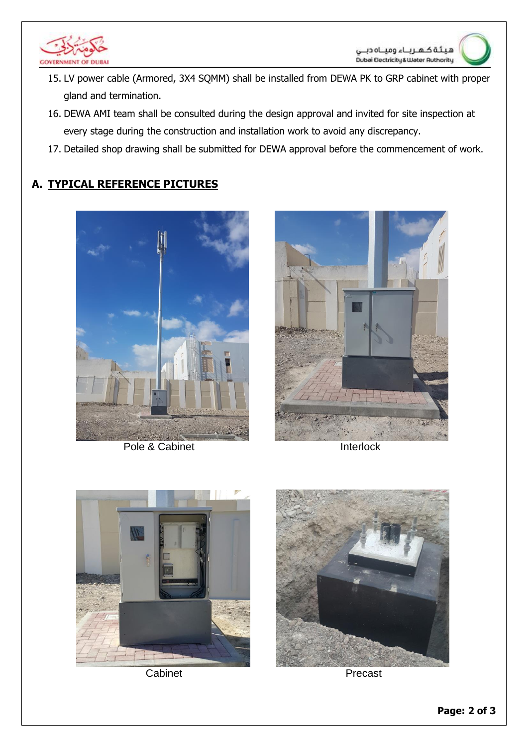15. LV power cable (Armored, 3X4 SQMM) shall be installed from DEWA PK to GRP cabinet with proper gland and termination.
16. DEWA AMI team shall be consulted during the design approval and invited for site inspection at every stage during the construction and installation work to avoid any discrepancy.
17. Detailed shop drawing shall be submitted for DEWA approval before the commencement of work.

## A. TYPICAL REFERENCE PICTURES

Pole & Cabinet

Interlock

Cabinet

Precast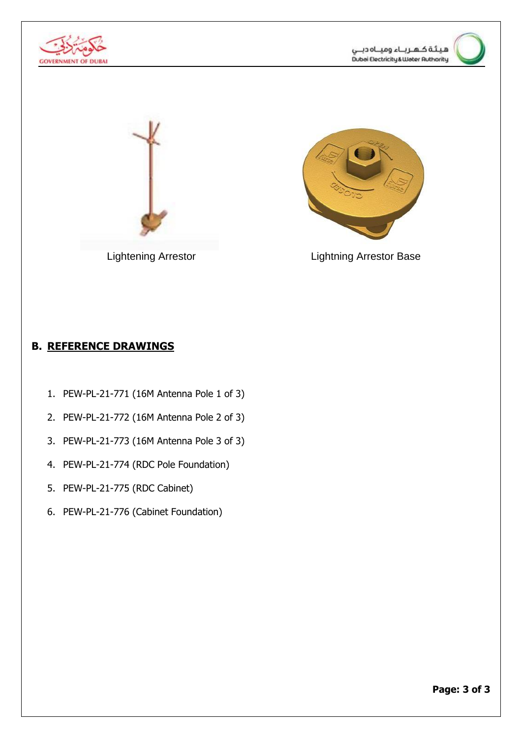Lightening Arrestor

Lightning Arrestor Base

## B. REFERENCE DRAWINGS

1. PEW-PL-21-771 (16M Antenna Pole 1 of 3)
2. PEW-PL-21-772 (16M Antenna Pole 2 of 3)
3. PEW-PL-21-773 (16M Antenna Pole 3 of 3)
4. PEW-PL-21-774 (RDC Pole Foundation)
5. PEW-PL-21-775 (RDC Cabinet)
6. PEW-PL-21-776 (Cabinet Foundation)